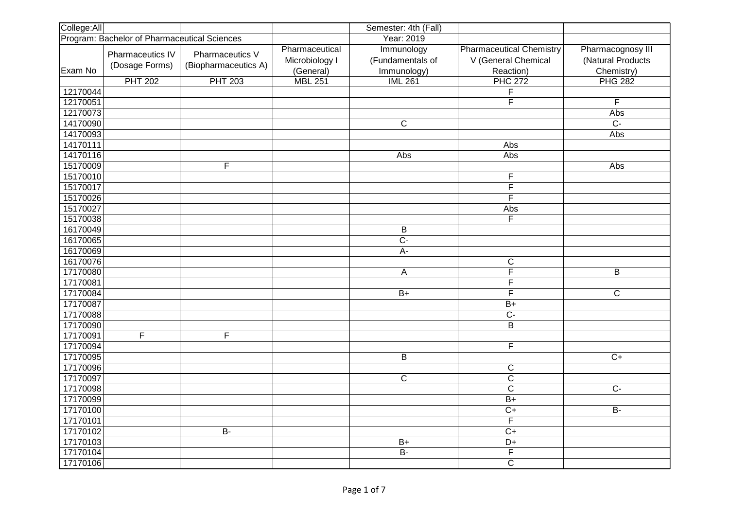| College:All | | | | Semester: 4th (Fall) | | |
|---|---|---|---|---|---|---|
| Program: Bachelor of Pharmaceutical Sciences | | | | Year: 2019 | | |
| Exam No | Pharmaceutics IV (Dosage Forms) | Pharmaceutics V (Biopharmaceutics A) | Pharmaceutical Microbiology I (General) | Immunology (Fundamentals of Immunology) | Pharmaceutical Chemistry V (General Chemical Reaction) | Pharmacognosy III (Natural Products Chemistry) |
| | PHT 202 | PHT 203 | MBL 251 | IML 261 | PHC 272 | PHG 282 |
| 12170044 | | | | | F | |
| 12170051 | | | | | F | F |
| 12170073 | | | | | | Abs |
| 14170090 | | | | C | | C- |
| 14170093 | | | | | | Abs |
| 14170111 | | | | | Abs | |
| 14170116 | | | | Abs | Abs | |
| 15170009 | | F | | | | Abs |
| 15170010 | | | | | F | |
| 15170017 | | | | | F | |
| 15170026 | | | | | F | |
| 15170027 | | | | | Abs | |
| 15170038 | | | | | F | |
| 16170049 | | | | B | | |
| 16170065 | | | | C- | | |
| 16170069 | | | | A- | | |
| 16170076 | | | | | C | |
| 17170080 | | | | A | F | B |
| 17170081 | | | | | F | |
| 17170084 | | | | B+ | F | C |
| 17170087 | | | | | B+ | |
| 17170088 | | | | | C- | |
| 17170090 | | | | | B | |
| 17170091 | F | F | | | | |
| 17170094 | | | | | F | |
| 17170095 | | | | B | | C+ |
| 17170096 | | | | | C | |
| 17170097 | | | | C | C | |
| 17170098 | | | | | C | C- |
| 17170099 | | | | | B+ | |
| 17170100 | | | | | C+ | B- |
| 17170101 | | | | | F | |
| 17170102 | | B- | | | C+ | |
| 17170103 | | | | B+ | D+ | |
| 17170104 | | | | B- | F | |
| 17170106 | | | | | C | |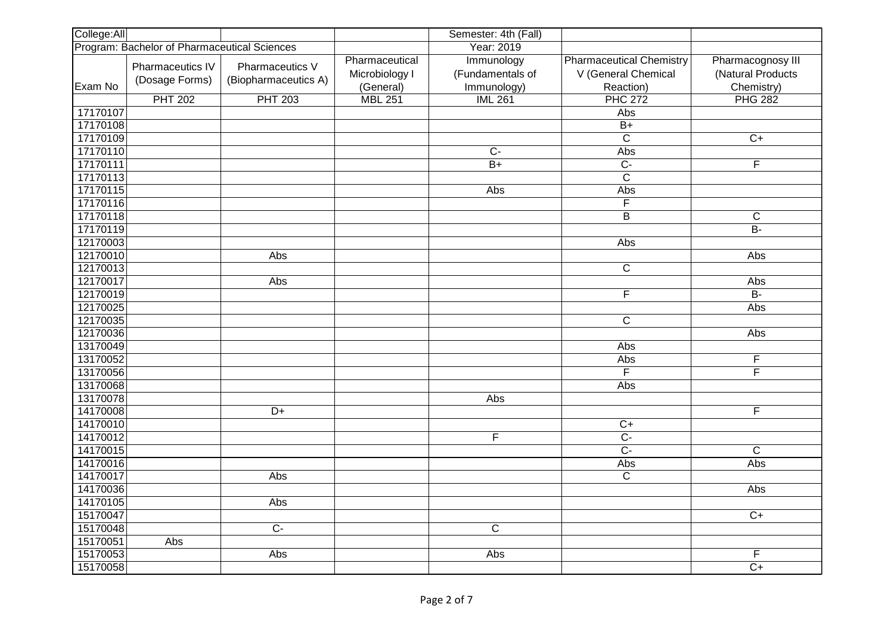| College:All | | | | Semester: 4th (Fall) | | |
|---|---|---|---|---|---|---|
| Program: Bachelor of Pharmaceutical Sciences | | | | Year: 2019 | | |
| Exam No | Pharmaceutics IV (Dosage Forms) | Pharmaceutics V (Biopharmaceutics A) | Pharmaceutical Microbiology I (General) | Immunology (Fundamentals of Immunology) | Pharmaceutical Chemistry V (General Chemical Reaction) | Pharmacognosy III (Natural Products Chemistry) |
| | PHT 202 | PHT 203 | MBL 251 | IML 261 | PHC 272 | PHG 282 |
| 17170107 | | | | | Abs | |
| 17170108 | | | | | B+ | |
| 17170109 | | | | | C | C+ |
| 17170110 | | | | C- | Abs | |
| 17170111 | | | | B+ | C- | F |
| 17170113 | | | | | C | |
| 17170115 | | | | Abs | Abs | |
| 17170116 | | | | | F | |
| 17170118 | | | | | B | C |
| 17170119 | | | | | | B- |
| 12170003 | | | | | Abs | |
| 12170010 | | Abs | | | | Abs |
| 12170013 | | | | | C | |
| 12170017 | | Abs | | | | Abs |
| 12170019 | | | | | F | B- |
| 12170025 | | | | | | Abs |
| 12170035 | | | | | C | |
| 12170036 | | | | | | Abs |
| 13170049 | | | | | Abs | |
| 13170052 | | | | | Abs | F |
| 13170056 | | | | | F | F |
| 13170068 | | | | | Abs | |
| 13170078 | | | | Abs | | |
| 14170008 | | D+ | | | | F |
| 14170010 | | | | | C+ | |
| 14170012 | | | | F | C- | |
| 14170015 | | | | | C- | C |
| 14170016 | | | | | Abs | Abs |
| 14170017 | | Abs | | | C | |
| 14170036 | | | | | | Abs |
| 14170105 | | Abs | | | | |
| 15170047 | | | | | | C+ |
| 15170048 | | C- | | C | | |
| 15170051 | Abs | | | | | |
| 15170053 | | Abs | | Abs | | F |
| 15170058 | | | | | | C+ |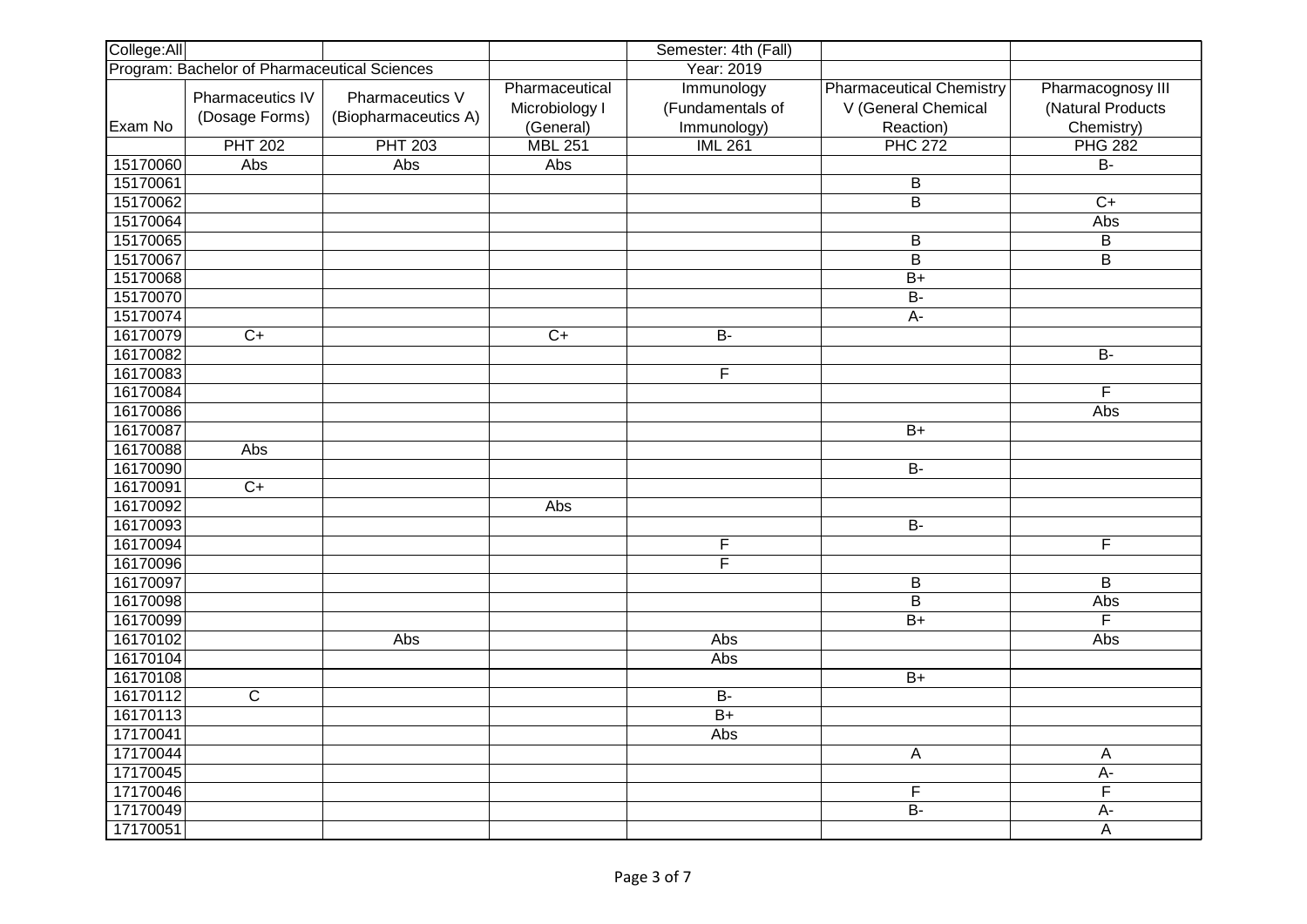| College:All | | | | Semester: 4th (Fall) | | |
|---|---|---|---|---|---|---|
| Program: Bachelor of Pharmaceutical Sciences | | | | Year: 2019 | | |
| Exam No | Pharmaceutics IV (Dosage Forms) | Pharmaceutics V (Biopharmaceutics A) | Pharmaceutical Microbiology I (General) | Immunology (Fundamentals of Immunology) | Pharmaceutical Chemistry V (General Chemical Reaction) | Pharmacognosy III (Natural Products Chemistry) |
| | PHT 202 | PHT 203 | MBL 251 | IML 261 | PHC 272 | PHG 282 |
| 15170060 | Abs | Abs | Abs | | | B- |
| 15170061 | | | | | B | |
| 15170062 | | | | | B | C+ |
| 15170064 | | | | | | Abs |
| 15170065 | | | | | B | B |
| 15170067 | | | | | B | B |
| 15170068 | | | | | B+ | |
| 15170070 | | | | | B- | |
| 15170074 | | | | | A- | |
| 16170079 | C+ | | C+ | B- | | |
| 16170082 | | | | | | B- |
| 16170083 | | | | F | | |
| 16170084 | | | | | | F |
| 16170086 | | | | | | Abs |
| 16170087 | | | | | B+ | |
| 16170088 | Abs | | | | | |
| 16170090 | | | | | B- | |
| 16170091 | C+ | | | | | |
| 16170092 | | | Abs | | | |
| 16170093 | | | | | B- | |
| 16170094 | | | | F | | F |
| 16170096 | | | | F | | |
| 16170097 | | | | | B | B |
| 16170098 | | | | | B | Abs |
| 16170099 | | | | | B+ | F |
| 16170102 | | Abs | | Abs | | Abs |
| 16170104 | | | | Abs | | |
| 16170108 | | | | | B+ | |
| 16170112 | C | | | B- | | |
| 16170113 | | | | B+ | | |
| 17170041 | | | | Abs | | |
| 17170044 | | | | | A | A |
| 17170045 | | | | | | A- |
| 17170046 | | | | | F | F |
| 17170049 | | | | | B- | A- |
| 17170051 | | | | | | A |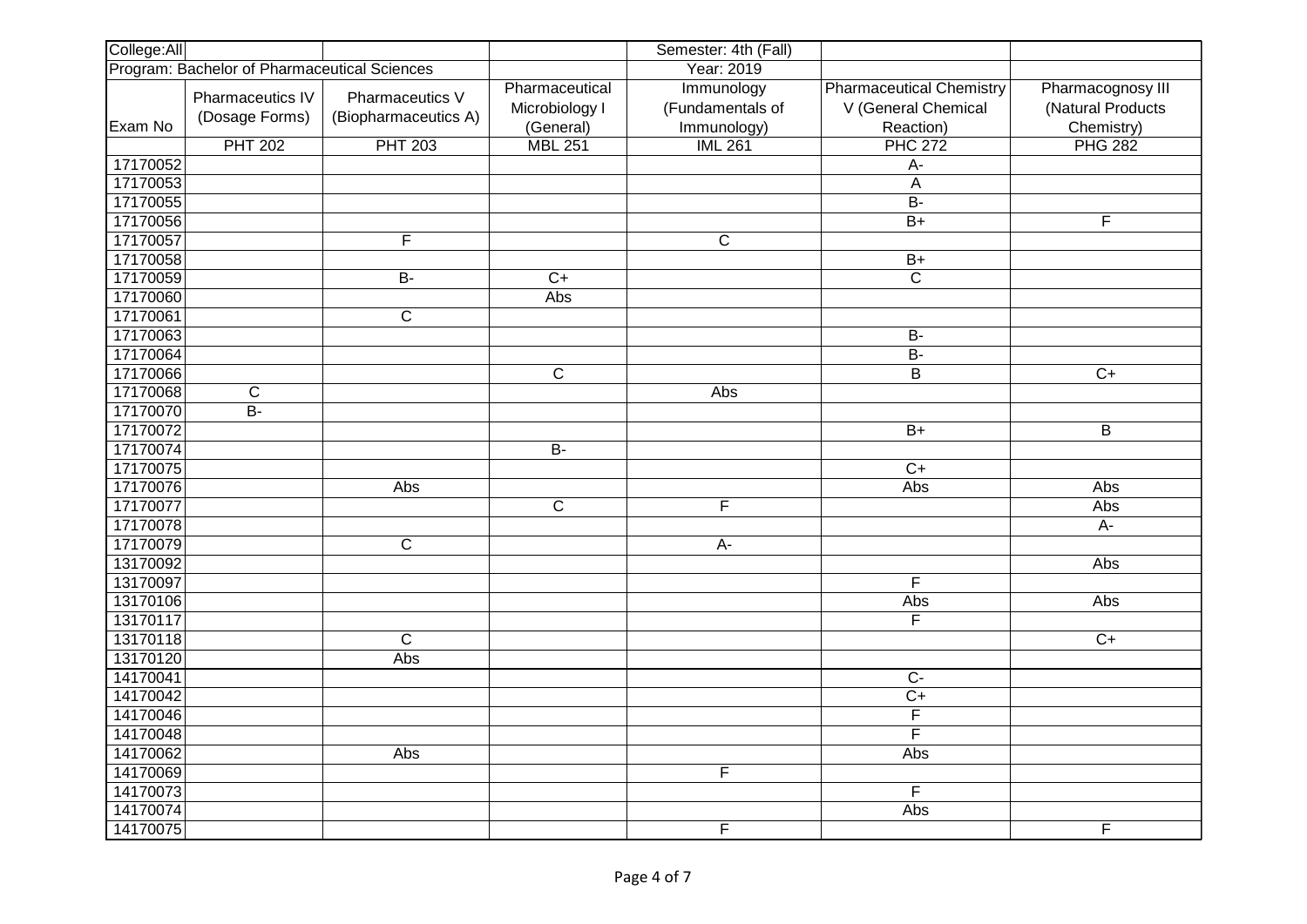| College:All | | | | Semester: 4th (Fall) | | |
|---|---|---|---|---|---|---|
| Program: Bachelor of Pharmaceutical Sciences | | | | Year: 2019 | | |
| Exam No | Pharmaceutics IV (Dosage Forms) | Pharmaceutics V (Biopharmaceutics A) | Pharmaceutical Microbiology I (General) | Immunology (Fundamentals of Immunology) | Pharmaceutical Chemistry V (General Chemical Reaction) | Pharmacognosy III (Natural Products Chemistry) |
| | PHT 202 | PHT 203 | MBL 251 | IML 261 | PHC 272 | PHG 282 |
| 17170052 | | | | | A- | |
| 17170053 | | | | | A | |
| 17170055 | | | | | B- | |
| 17170056 | | | | | B+ | F |
| 17170057 | | F | | C | | |
| 17170058 | | | | | B+ | |
| 17170059 | | B- | C+ | | C | |
| 17170060 | | | Abs | | | |
| 17170061 | | C | | | | |
| 17170063 | | | | | B- | |
| 17170064 | | | | | B- | |
| 17170066 | | | C | | B | C+ |
| 17170068 | C | | | Abs | | |
| 17170070 | B- | | | | | |
| 17170072 | | | | | B+ | B |
| 17170074 | | | B- | | | |
| 17170075 | | | | | C+ | |
| 17170076 | | Abs | | | Abs | Abs |
| 17170077 | | | C | F | | Abs |
| 17170078 | | | | | | A- |
| 17170079 | | C | | A- | | |
| 13170092 | | | | | | Abs |
| 13170097 | | | | | F | |
| 13170106 | | | | | Abs | Abs |
| 13170117 | | | | | F | |
| 13170118 | | C | | | | C+ |
| 13170120 | | Abs | | | | |
| 14170041 | | | | | C- | |
| 14170042 | | | | | C+ | |
| 14170046 | | | | | F | |
| 14170048 | | | | | F | |
| 14170062 | | Abs | | | Abs | |
| 14170069 | | | | F | | |
| 14170073 | | | | | F | |
| 14170074 | | | | | Abs | |
| 14170075 | | | | F | | F |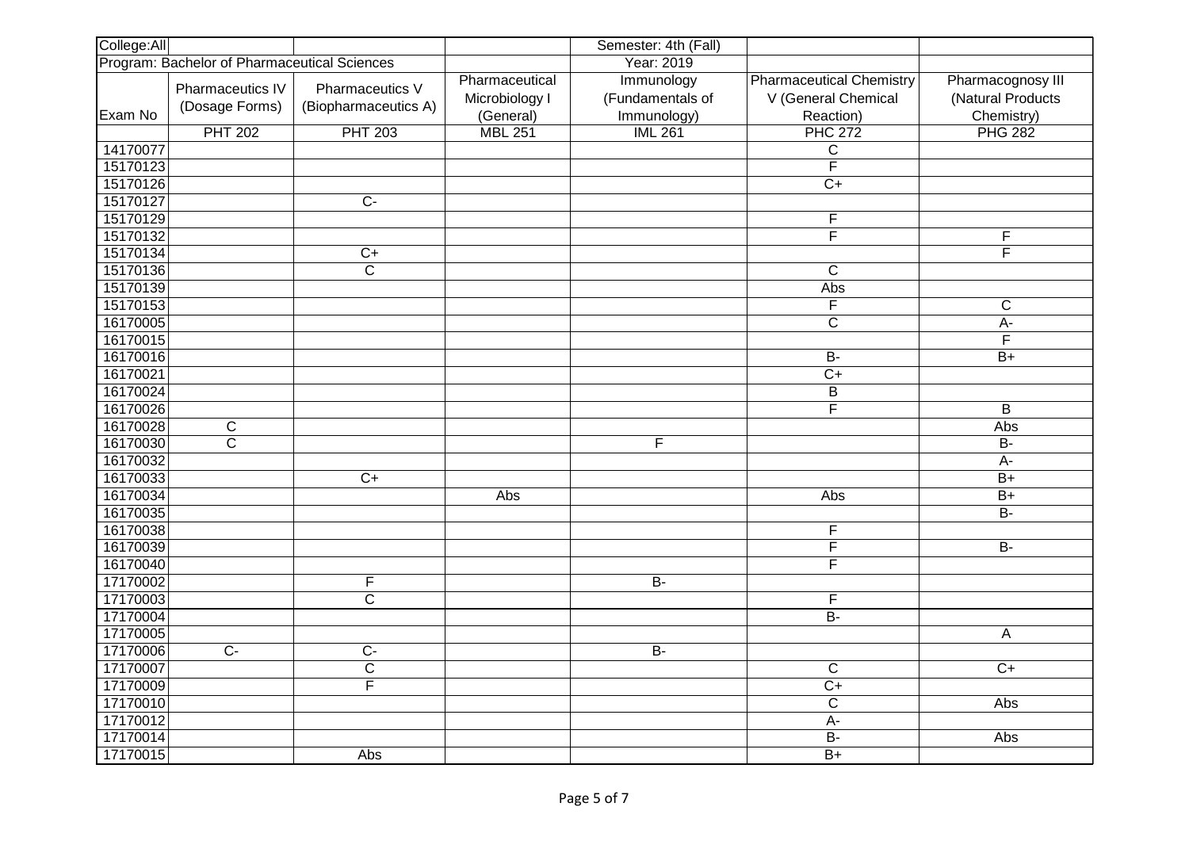| College:All | | | | Semester: 4th (Fall) | | |
|---|---|---|---|---|---|---|
| Program: Bachelor of Pharmaceutical Sciences | | | | Year: 2019 | | |
| Exam No | Pharmaceutics IV (Dosage Forms) | Pharmaceutics V (Biopharmaceutics A) | Pharmaceutical Microbiology I (General) | Immunology (Fundamentals of Immunology) | Pharmaceutical Chemistry V (General Chemical Reaction) | Pharmacognosy III (Natural Products Chemistry) |
| | PHT 202 | PHT 203 | MBL 251 | IML 261 | PHC 272 | PHG 282 |
| 14170077 | | | | | C | |
| 15170123 | | | | | F | |
| 15170126 | | | | | C+ | |
| 15170127 | | C- | | | | |
| 15170129 | | | | | F | |
| 15170132 | | | | | F | F |
| 15170134 | | C+ | | | | F |
| 15170136 | | C | | | C | |
| 15170139 | | | | | Abs | |
| 15170153 | | | | | F | C |
| 16170005 | | | | | C | A- |
| 16170015 | | | | | | F |
| 16170016 | | | | | B- | B+ |
| 16170021 | | | | | C+ | |
| 16170024 | | | | | B | |
| 16170026 | | | | | F | B |
| 16170028 | C | | | | | Abs |
| 16170030 | C | | | F | | B- |
| 16170032 | | | | | | A- |
| 16170033 | | C+ | | | | B+ |
| 16170034 | | | Abs | | Abs | B+ |
| 16170035 | | | | | | B- |
| 16170038 | | | | | F | |
| 16170039 | | | | | F | B- |
| 16170040 | | | | | F | |
| 17170002 | | F | | B- | | |
| 17170003 | | C | | | F | |
| 17170004 | | | | | B- | |
| 17170005 | | | | | | A |
| 17170006 | C- | C- | | B- | | |
| 17170007 | | C | | | C | C+ |
| 17170009 | | F | | | C+ | |
| 17170010 | | | | | C | Abs |
| 17170012 | | | | | A- | |
| 17170014 | | | | | B- | Abs |
| 17170015 | | Abs | | | B+ | |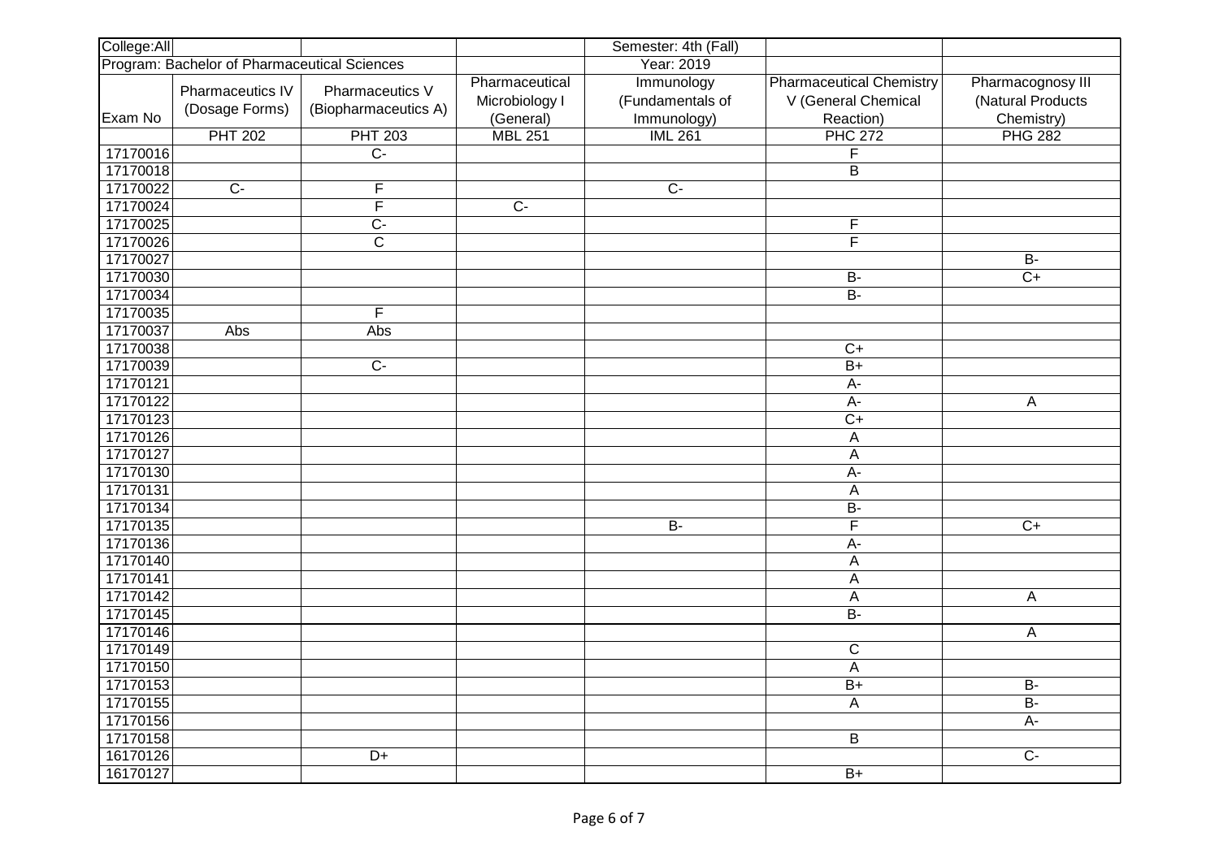| College:All | | | | Semester: 4th (Fall) | | |
|---|---|---|---|---|---|---|
| Program: Bachelor of Pharmaceutical Sciences | | | | Year: 2019 | | |
| Exam No | Pharmaceutics IV (Dosage Forms) | Pharmaceutics V (Biopharmaceutics A) | Pharmaceutical Microbiology I (General) | Immunology (Fundamentals of Immunology) | Pharmaceutical Chemistry V (General Chemical Reaction) | Pharmacognosy III (Natural Products Chemistry) |
| | PHT 202 | PHT 203 | MBL 251 | IML 261 | PHC 272 | PHG 282 |
| 17170016 | | C- | | | F | |
| 17170018 | | | | | B | |
| 17170022 | C- | F | | C- | | |
| 17170024 | | F | C- | | | |
| 17170025 | | C- | | | F | |
| 17170026 | | C | | | F | |
| 17170027 | | | | | | B- |
| 17170030 | | | | | B- | C+ |
| 17170034 | | | | | B- | |
| 17170035 | | F | | | | |
| 17170037 | Abs | Abs | | | | |
| 17170038 | | | | | C+ | |
| 17170039 | | C- | | | B+ | |
| 17170121 | | | | | A- | |
| 17170122 | | | | | A- | A |
| 17170123 | | | | | C+ | |
| 17170126 | | | | | A | |
| 17170127 | | | | | A | |
| 17170130 | | | | | A- | |
| 17170131 | | | | | A | |
| 17170134 | | | | | B- | |
| 17170135 | | | | B- | F | C+ |
| 17170136 | | | | | A- | |
| 17170140 | | | | | A | |
| 17170141 | | | | | A | |
| 17170142 | | | | | A | A |
| 17170145 | | | | | B- | |
| 17170146 | | | | | | A |
| 17170149 | | | | | C | |
| 17170150 | | | | | A | |
| 17170153 | | | | | B+ | B- |
| 17170155 | | | | | A | B- |
| 17170156 | | | | | | A- |
| 17170158 | | | | | B | |
| 16170126 | | D+ | | | | C- |
| 16170127 | | | | | B+ | |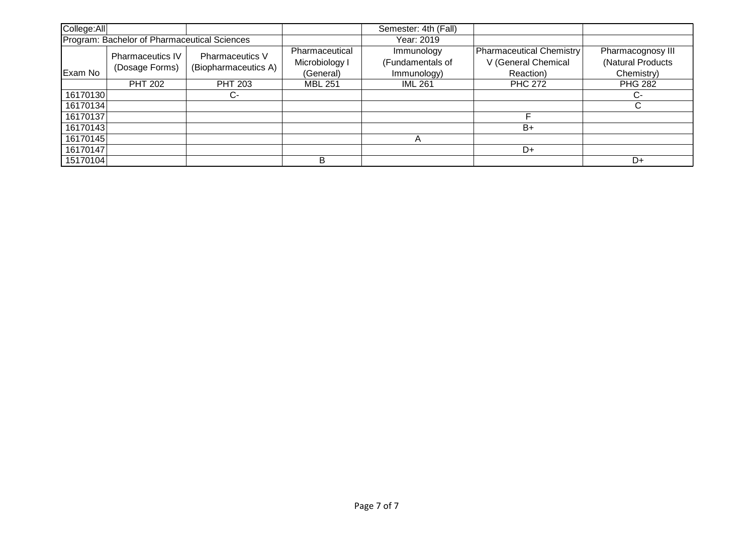| College:All | | | | Semester: 4th (Fall) | | |
| --- | --- | --- | --- | --- | --- | --- |
| Program: Bachelor of Pharmaceutical Sciences | | | | Year: 2019 | | |
| Exam No | Pharmaceutics IV (Dosage Forms) | Pharmaceutics V (Biopharmaceutics A) | Pharmaceutical Microbiology I (General) | Immunology (Fundamentals of Immunology) | Pharmaceutical Chemistry V (General Chemical Reaction) | Pharmacognosy III (Natural Products Chemistry) |
| | PHT 202 | PHT 203 | MBL 251 | IML 261 | PHC 272 | PHG 282 |
| 16170130 | | C- | | | | C- |
| 16170134 | | | | | | C |
| 16170137 | | | | | F | |
| 16170143 | | | | | B+ | |
| 16170145 | | | | A | | |
| 16170147 | | | | | D+ | |
| 15170104 | | | B | | | D+ |